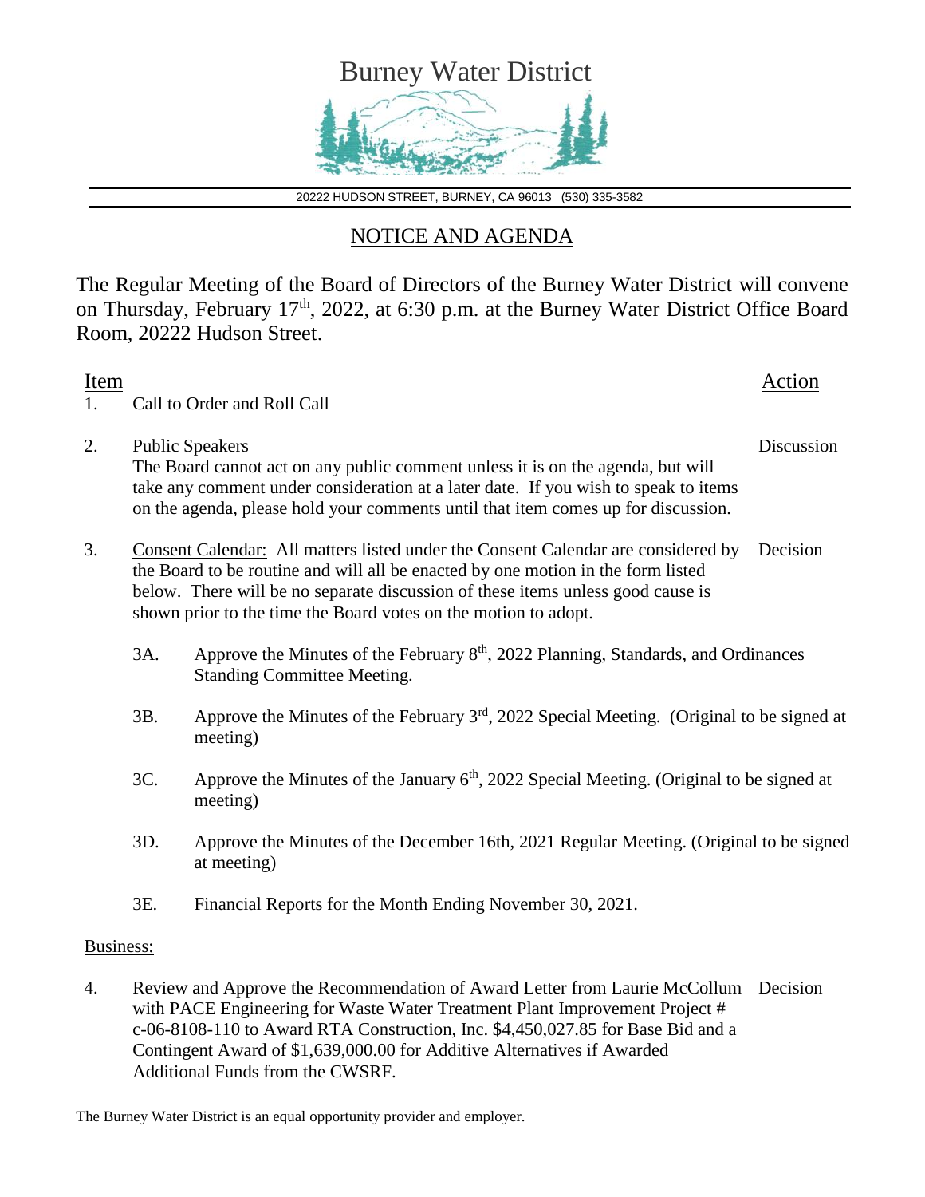# Burney Water District

20222 HUDSON STREET, BURNEY, CA 96013 (530) 335-3582

## NOTICE AND AGENDA

The Regular Meeting of the Board of Directors of the Burney Water District will convene on Thursday, February 17th, 2022, at 6:30 p.m. at the Burney Water District Office Board Room, 20222 Hudson Street.

| Item | | Action |
|---|---|---|
| 1. | Call to Order and Roll Call | |
| 2. | Public Speakers<br>The Board cannot act on any public comment unless it is on the agenda, but will take any comment under consideration at a later date. If you wish to speak to items on the agenda, please hold your comments until that item comes up for discussion. | Discussion |
| 3. | Consent Calendar: All matters listed under the Consent Calendar are considered by the Board to be routine and will all be enacted by one motion in the form listed below. There will be no separate discussion of these items unless good cause is shown prior to the time the Board votes on the motion to adopt. | Decision |

- 3A. Approve the Minutes of the February 8th, 2022 Planning, Standards, and Ordinances Standing Committee Meeting.
- 3B. Approve the Minutes of the February 3rd, 2022 Special Meeting. (Original to be signed at meeting)
- 3C. Approve the Minutes of the January 6th, 2022 Special Meeting. (Original to be signed at meeting)
- 3D. Approve the Minutes of the December 16th, 2021 Regular Meeting. (Original to be signed at meeting)
- 3E. Financial Reports for the Month Ending November 30, 2021.

Business:

| | | |
|---|---|---|
| 4. | Review and Approve the Recommendation of Award Letter from Laurie McCollum with PACE Engineering for Waste Water Treatment Plant Improvement Project # c-06-8108-110 to Award RTA Construction, Inc. $4,450,027.85 for Base Bid and a Contingent Award of $1,639,000.00 for Additive Alternatives if Awarded Additional Funds from the CWSRF. | Decision |

The Burney Water District is an equal opportunity provider and employer.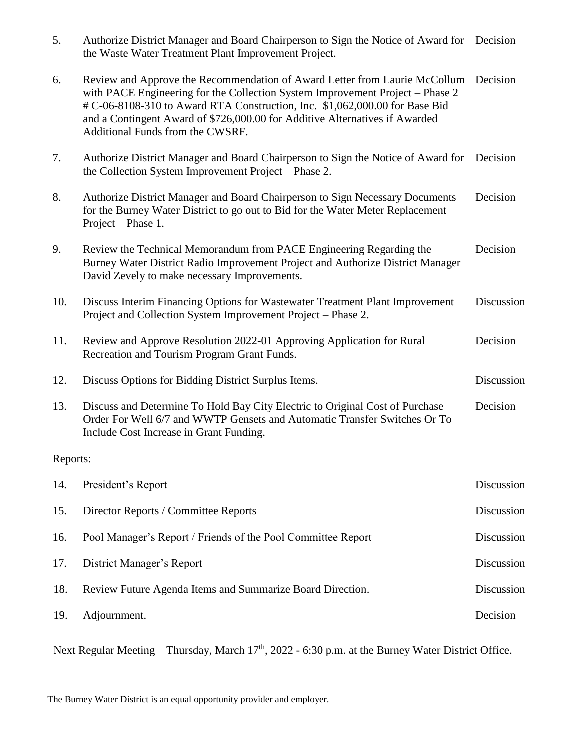| | | |
|---|---|---|
| 5. | Authorize District Manager and Board Chairperson to Sign the Notice of Award for the Waste Water Treatment Plant Improvement Project. | Decision |
| 6. | Review and Approve the Recommendation of Award Letter from Laurie McCollum with PACE Engineering for the Collection System Improvement Project – Phase 2 # C-06-8108-310 to Award RTA Construction, Inc. $1,062,000.00 for Base Bid and a Contingent Award of $726,000.00 for Additive Alternatives if Awarded Additional Funds from the CWSRF. | Decision |
| 7. | Authorize District Manager and Board Chairperson to Sign the Notice of Award for the Collection System Improvement Project – Phase 2. | Decision |
| 8. | Authorize District Manager and Board Chairperson to Sign Necessary Documents for the Burney Water District to go out to Bid for the Water Meter Replacement Project – Phase 1. | Decision |
| 9. | Review the Technical Memorandum from PACE Engineering Regarding the Burney Water District Radio Improvement Project and Authorize District Manager David Zevely to make necessary Improvements. | Decision |
| 10. | Discuss Interim Financing Options for Wastewater Treatment Plant Improvement Project and Collection System Improvement Project – Phase 2. | Discussion |
| 11. | Review and Approve Resolution 2022-01 Approving Application for Rural Recreation and Tourism Program Grant Funds. | Decision |
| 12. | Discuss Options for Bidding District Surplus Items. | Discussion |
| 13. | Discuss and Determine To Hold Bay City Electric to Original Cost of Purchase Order For Well 6/7 and WWTP Gensets and Automatic Transfer Switches Or To Include Cost Increase in Grant Funding. | Decision |

Reports:

| | | |
|---|---|---|
| 14. | President's Report | Discussion |
| 15. | Director Reports / Committee Reports | Discussion |
| 16. | Pool Manager's Report / Friends of the Pool Committee Report | Discussion |
| 17. | District Manager's Report | Discussion |
| 18. | Review Future Agenda Items and Summarize Board Direction. | Discussion |
| 19. | Adjournment. | Decision |

Next Regular Meeting – Thursday, March 17th, 2022 - 6:30 p.m. at the Burney Water District Office.

The Burney Water District is an equal opportunity provider and employer.